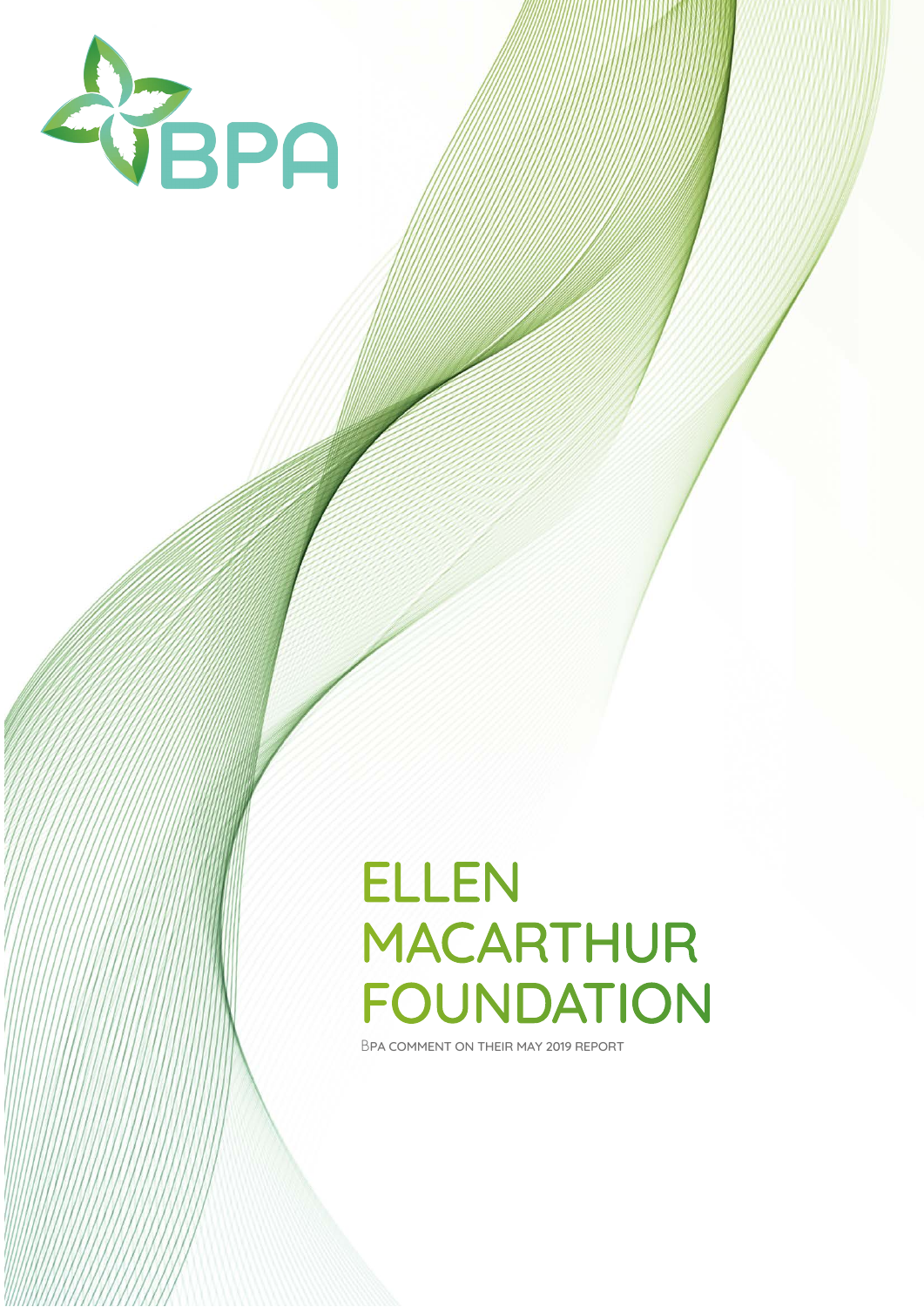BPA

# ELLEN MACARTHUR FOUNDATION

BPA COMMENT ON THEIR MAY 2019 REPORT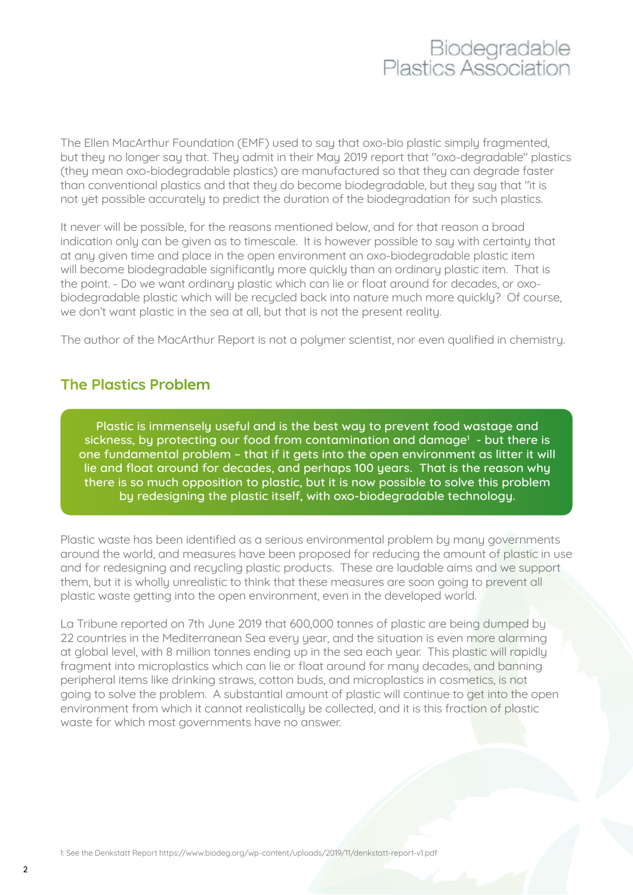The Ellen MacArthur Foundation (EMF) used to say that oxo-bio plastic simply fragmented, but they no longer say that. They admit in their May 2019 report that "oxo-degradable" plastics (they mean oxo-biodegradable plastics) are manufactured so that they can degrade faster than conventional plastics and that they do become biodegradable, but they say that "it is not yet possible accurately to predict the duration of the biodegradation for such plastics.

It never will be possible, for the reasons mentioned below, and for that reason a broad indication only can be given as to timescale. It is however possible to say with certainty that at any given time and place in the open environment an oxo-biodegradable plastic item will become biodegradable significantly more quickly than an ordinary plastic item. That is the point. - Do we want ordinary plastic which can lie or float around for decades, or oxo-biodegradable plastic which will be recycled back into nature much more quickly? Of course, we don't want plastic in the sea at all, but that is not the present reality.

The author of the MacArthur Report is not a polymer scientist, nor even qualified in chemistry.

## The Plastics Problem

Plastic is immensely useful and is the best way to prevent food wastage and sickness, by protecting our food from contamination and damage[1] - but there is one fundamental problem – that if it gets into the open environment as litter it will lie and float around for decades, and perhaps 100 years. That is the reason why there is so much opposition to plastic, but it is now possible to solve this problem by redesigning the plastic itself, with oxo-biodegradable technology.

Plastic waste has been identified as a serious environmental problem by many governments around the world, and measures have been proposed for reducing the amount of plastic in use and for redesigning and recycling plastic products. These are laudable aims and we support them, but it is wholly unrealistic to think that these measures are soon going to prevent all plastic waste getting into the open environment, even in the developed world.

La Tribune reported on 7th June 2019 that 600,000 tonnes of plastic are being dumped by 22 countries in the Mediterranean Sea every year, and the situation is even more alarming at global level, with 8 million tonnes ending up in the sea each year. This plastic will rapidly fragment into microplastics which can lie or float around for many decades, and banning peripheral items like drinking straws, cotton buds, and microplastics in cosmetics, is not going to solve the problem. A substantial amount of plastic will continue to get into the open environment from which it cannot realistically be collected, and it is this fraction of plastic waste for which most governments have no answer.

1: See the Denkstatt Report https://www.biodeg.org/wp-content/uploads/2019/11/denkstatt-report-v1.pdf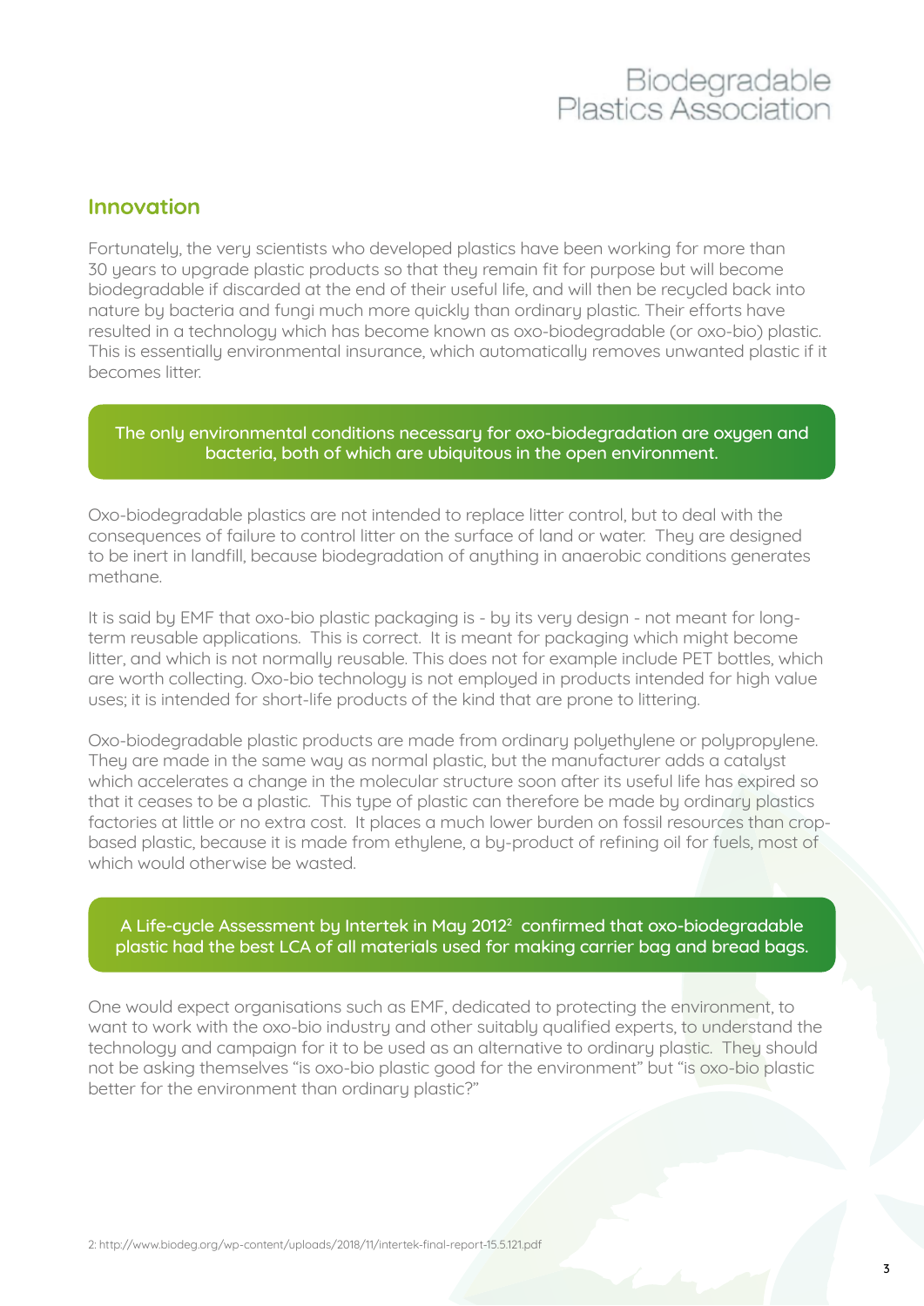## Innovation

Fortunately, the very scientists who developed plastics have been working for more than 30 years to upgrade plastic products so that they remain fit for purpose but will become biodegradable if discarded at the end of their useful life, and will then be recycled back into nature by bacteria and fungi much more quickly than ordinary plastic. Their efforts have resulted in a technology which has become known as oxo-biodegradable (or oxo-bio) plastic. This is essentially environmental insurance, which automatically removes unwanted plastic if it becomes litter.

> The only environmental conditions necessary for oxo-biodegradation are oxygen and bacteria, both of which are ubiquitous in the open environment.

Oxo-biodegradable plastics are not intended to replace litter control, but to deal with the consequences of failure to control litter on the surface of land or water. They are designed to be inert in landfill, because biodegradation of anything in anaerobic conditions generates methane.

It is said by EMF that oxo-bio plastic packaging is - by its very design - not meant for long-term reusable applications. This is correct. It is meant for packaging which might become litter, and which is not normally reusable. This does not for example include PET bottles, which are worth collecting. Oxo-bio technology is not employed in products intended for high value uses; it is intended for short-life products of the kind that are prone to littering.

Oxo-biodegradable plastic products are made from ordinary polyethylene or polypropylene. They are made in the same way as normal plastic, but the manufacturer adds a catalyst which accelerates a change in the molecular structure soon after its useful life has expired so that it ceases to be a plastic. This type of plastic can therefore be made by ordinary plastics factories at little or no extra cost. It places a much lower burden on fossil resources than crop-based plastic, because it is made from ethylene, a by-product of refining oil for fuels, most of which would otherwise be wasted.

> A Life-cycle Assessment by Intertek in May 2012[2] confirmed that oxo-biodegradable plastic had the best LCA of all materials used for making carrier bag and bread bags.

One would expect organisations such as EMF, dedicated to protecting the environment, to want to work with the oxo-bio industry and other suitably qualified experts, to understand the technology and campaign for it to be used as an alternative to ordinary plastic. They should not be asking themselves "is oxo-bio plastic good for the environment" but "is oxo-bio plastic better for the environment than ordinary plastic?"

2: http://www.biodeg.org/wp-content/uploads/2018/11/intertek-final-report-15.5.121.pdf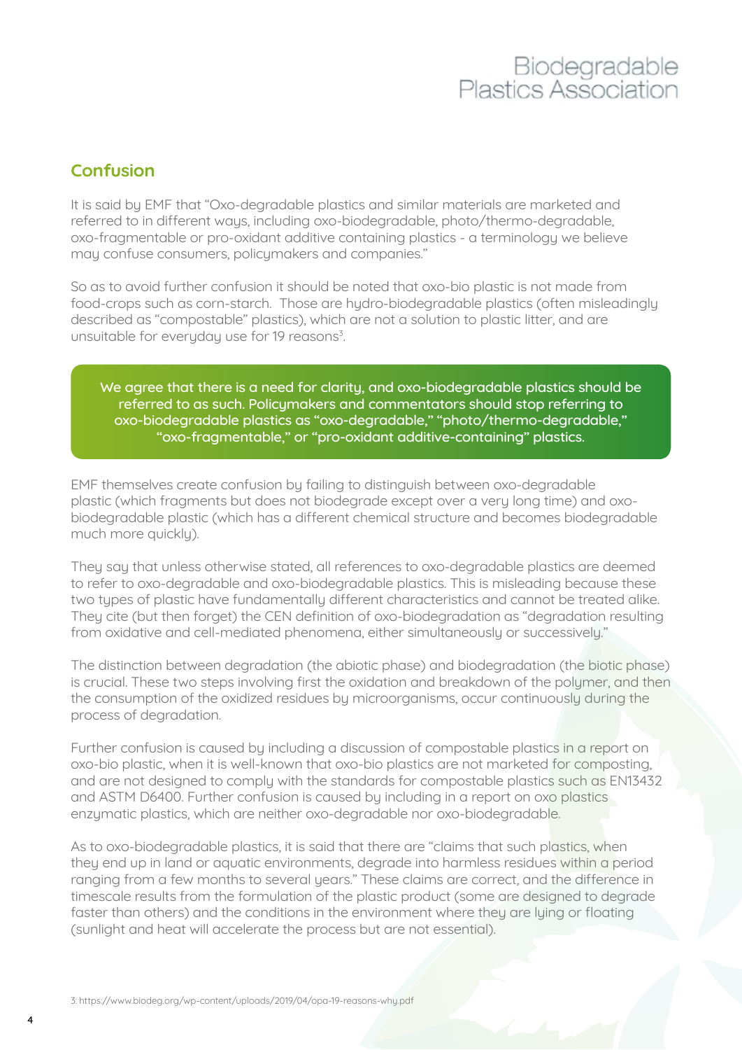## Confusion

It is said by EMF that "Oxo-degradable plastics and similar materials are marketed and referred to in different ways, including oxo-biodegradable, photo/thermo-degradable, oxo-fragmentable or pro-oxidant additive containing plastics - a terminology we believe may confuse consumers, policymakers and companies."

So as to avoid further confusion it should be noted that oxo-bio plastic is not made from food-crops such as corn-starch. Those are hydro-biodegradable plastics (often misleadingly described as "compostable" plastics), which are not a solution to plastic litter, and are unsuitable for everyday use for 19 reasons[3].

**We agree that there is a need for clarity, and oxo-biodegradable plastics should be referred to as such. Policymakers and commentators should stop referring to oxo-biodegradable plastics as "oxo-degradable," "photo/thermo-degradable," "oxo-fragmentable," or "pro-oxidant additive-containing" plastics.**

EMF themselves create confusion by failing to distinguish between oxo-degradable plastic (which fragments but does not biodegrade except over a very long time) and oxo-biodegradable plastic (which has a different chemical structure and becomes biodegradable much more quickly).

They say that unless otherwise stated, all references to oxo-degradable plastics are deemed to refer to oxo-degradable and oxo-biodegradable plastics. This is misleading because these two types of plastic have fundamentally different characteristics and cannot be treated alike. They cite (but then forget) the CEN definition of oxo-biodegradation as "degradation resulting from oxidative and cell-mediated phenomena, either simultaneously or successively."

The distinction between degradation (the abiotic phase) and biodegradation (the biotic phase) is crucial. These two steps involving first the oxidation and breakdown of the polymer, and then the consumption of the oxidized residues by microorganisms, occur continuously during the process of degradation.

Further confusion is caused by including a discussion of compostable plastics in a report on oxo-bio plastic, when it is well-known that oxo-bio plastics are not marketed for composting, and are not designed to comply with the standards for compostable plastics such as EN13432 and ASTM D6400. Further confusion is caused by including in a report on oxo plastics enzymatic plastics, which are neither oxo-degradable nor oxo-biodegradable.

As to oxo-biodegradable plastics, it is said that there are "claims that such plastics, when they end up in land or aquatic environments, degrade into harmless residues within a period ranging from a few months to several years." These claims are correct, and the difference in timescale results from the formulation of the plastic product (some are designed to degrade faster than others) and the conditions in the environment where they are lying or floating (sunlight and heat will accelerate the process but are not essential).

3: https://www.biodeg.org/wp-content/uploads/2019/04/opa-19-reasons-why.pdf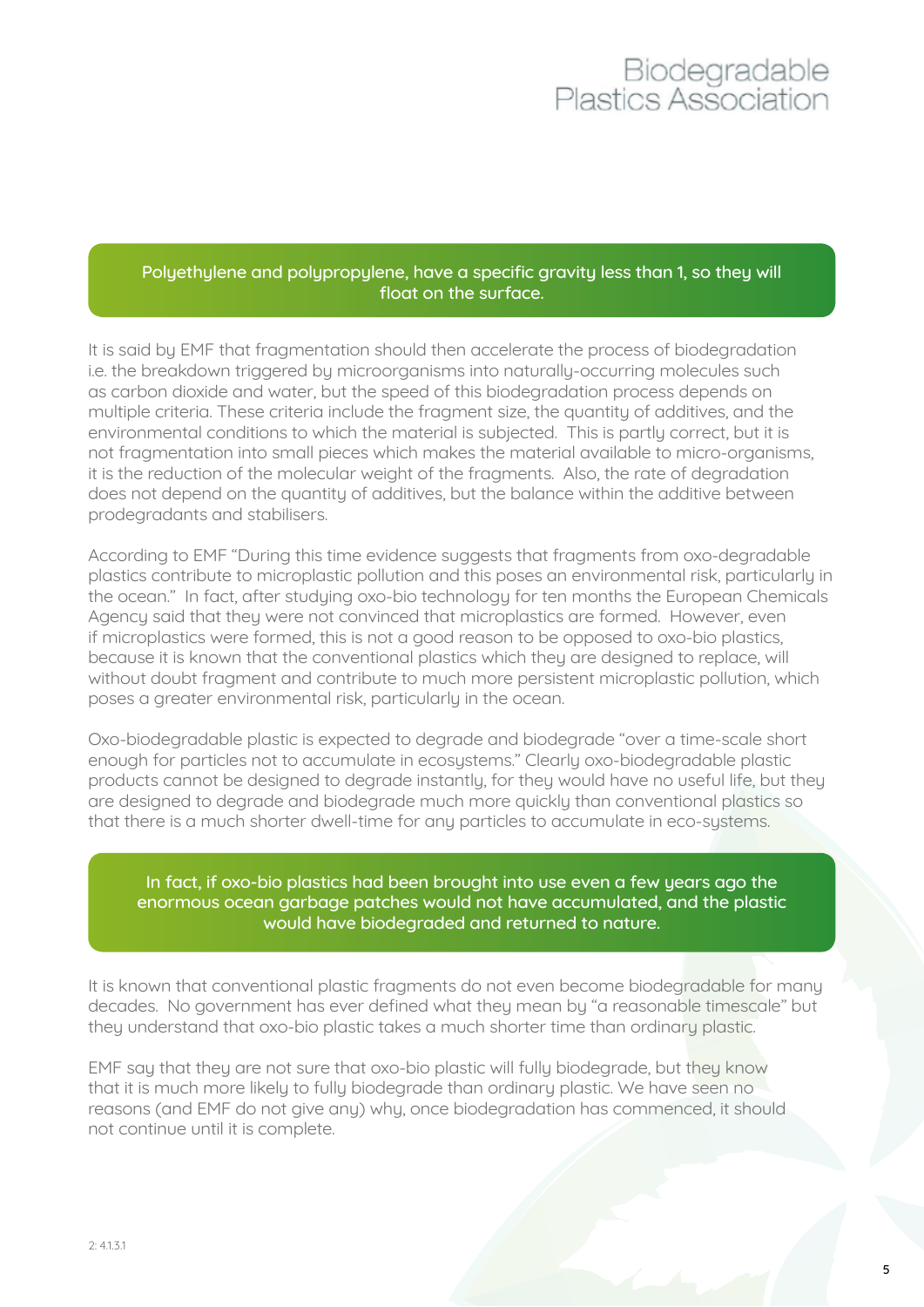**Polyethylene and polypropylene, have a specific gravity less than 1, so they will float on the surface.**

It is said by EMF that fragmentation should then accelerate the process of biodegradation i.e. the breakdown triggered by microorganisms into naturally-occurring molecules such as carbon dioxide and water, but the speed of this biodegradation process depends on multiple criteria. These criteria include the fragment size, the quantity of additives, and the environmental conditions to which the material is subjected. This is partly correct, but it is not fragmentation into small pieces which makes the material available to micro-organisms, it is the reduction of the molecular weight of the fragments. Also, the rate of degradation does not depend on the quantity of additives, but the balance within the additive between prodegradants and stabilisers.

According to EMF "During this time evidence suggests that fragments from oxo-degradable plastics contribute to microplastic pollution and this poses an environmental risk, particularly in the ocean." In fact, after studying oxo-bio technology for ten months the European Chemicals Agency said that they were not convinced that microplastics are formed. However, even if microplastics were formed, this is not a good reason to be opposed to oxo-bio plastics, because it is known that the conventional plastics which they are designed to replace, will without doubt fragment and contribute to much more persistent microplastic pollution, which poses a greater environmental risk, particularly in the ocean.

Oxo-biodegradable plastic is expected to degrade and biodegrade "over a time-scale short enough for particles not to accumulate in ecosystems." Clearly oxo-biodegradable plastic products cannot be designed to degrade instantly, for they would have no useful life, but they are designed to degrade and biodegrade much more quickly than conventional plastics so that there is a much shorter dwell-time for any particles to accumulate in eco-systems.

**In fact, if oxo-bio plastics had been brought into use even a few years ago the enormous ocean garbage patches would not have accumulated, and the plastic would have biodegraded and returned to nature.**

It is known that conventional plastic fragments do not even become biodegradable for many decades. No government has ever defined what they mean by "a reasonable timescale" but they understand that oxo-bio plastic takes a much shorter time than ordinary plastic.

EMF say that they are not sure that oxo-bio plastic will fully biodegrade, but they know that it is much more likely to fully biodegrade than ordinary plastic. We have seen no reasons (and EMF do not give any) why, once biodegradation has commenced, it should not continue until it is complete.

2: 4.1.3.1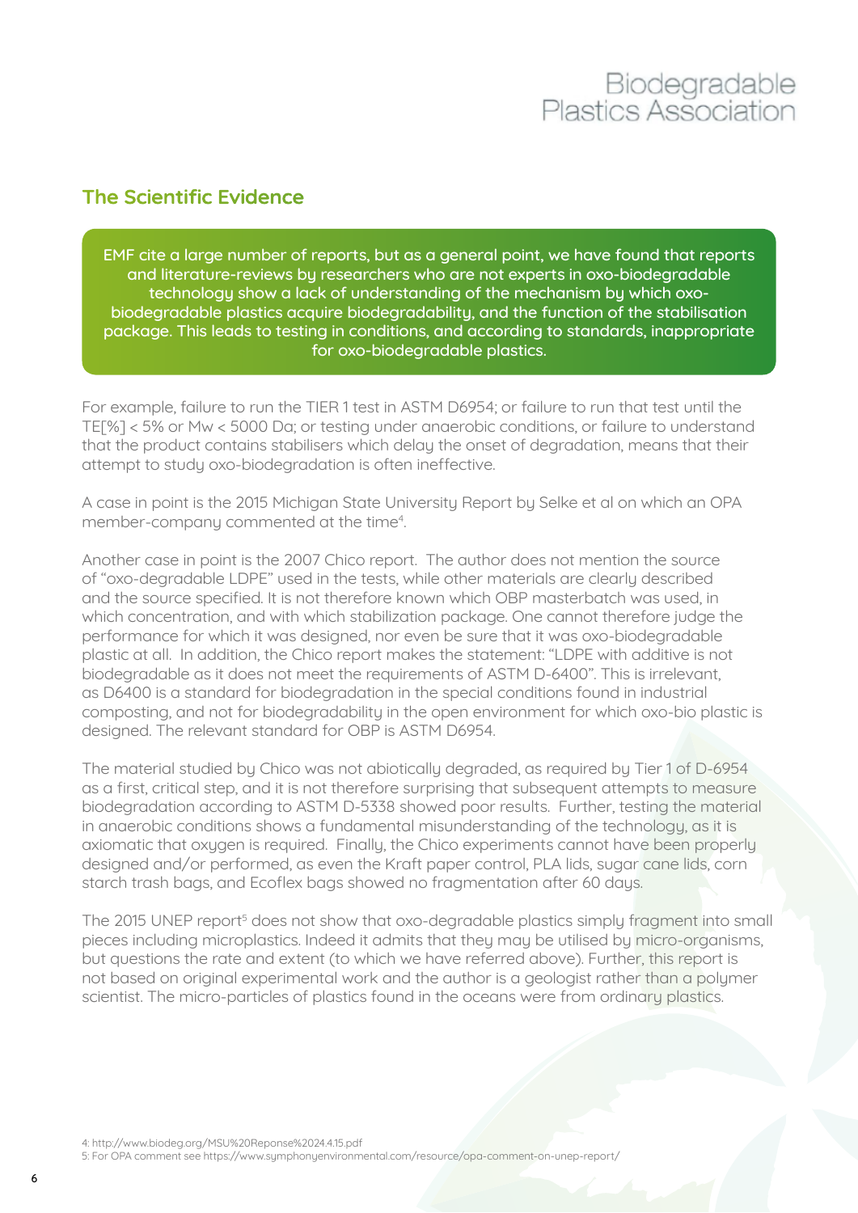## The Scientific Evidence

**EMF cite a large number of reports, but as a general point, we have found that reports and literature-reviews by researchers who are not experts in oxo-biodegradable technology show a lack of understanding of the mechanism by which oxo-biodegradable plastics acquire biodegradability, and the function of the stabilisation package. This leads to testing in conditions, and according to standards, inappropriate for oxo-biodegradable plastics.**

For example, failure to run the TIER 1 test in ASTM D6954; or failure to run that test until the TE[%] < 5% or Mw < 5000 Da; or testing under anaerobic conditions, or failure to understand that the product contains stabilisers which delay the onset of degradation, means that their attempt to study oxo-biodegradation is often ineffective.

A case in point is the 2015 Michigan State University Report by Selke et al on which an OPA member-company commented at the time[4].

Another case in point is the 2007 Chico report. The author does not mention the source of "oxo-degradable LDPE" used in the tests, while other materials are clearly described and the source specified. It is not therefore known which OBP masterbatch was used, in which concentration, and with which stabilization package. One cannot therefore judge the performance for which it was designed, nor even be sure that it was oxo-biodegradable plastic at all. In addition, the Chico report makes the statement: "LDPE with additive is not biodegradable as it does not meet the requirements of ASTM D-6400". This is irrelevant, as D6400 is a standard for biodegradation in the special conditions found in industrial composting, and not for biodegradability in the open environment for which oxo-bio plastic is designed. The relevant standard for OBP is ASTM D6954.

The material studied by Chico was not abiotically degraded, as required by Tier 1 of D-6954 as a first, critical step, and it is not therefore surprising that subsequent attempts to measure biodegradation according to ASTM D-5338 showed poor results. Further, testing the material in anaerobic conditions shows a fundamental misunderstanding of the technology, as it is axiomatic that oxygen is required. Finally, the Chico experiments cannot have been properly designed and/or performed, as even the Kraft paper control, PLA lids, sugar cane lids, corn starch trash bags, and Ecoflex bags showed no fragmentation after 60 days.

The 2015 UNEP report[5] does not show that oxo-degradable plastics simply fragment into small pieces including microplastics. Indeed it admits that they may be utilised by micro-organisms, but questions the rate and extent (to which we have referred above). Further, this report is not based on original experimental work and the author is a geologist rather than a polymer scientist. The micro-particles of plastics found in the oceans were from ordinary plastics.

4: http://www.biodeg.org/MSU%20Reponse%2024.4.15.pdf
5: For OPA comment see https://www.symphonyenvironmental.com/resource/opa-comment-on-unep-report/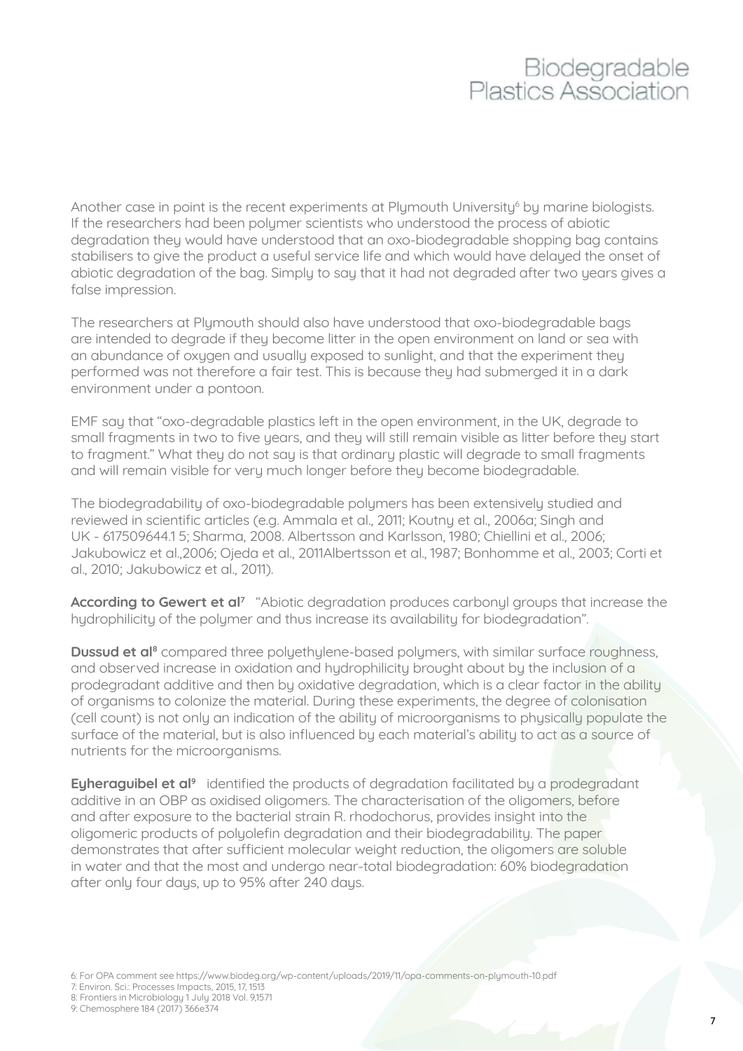Another case in point is the recent experiments at Plymouth University[6] by marine biologists. If the researchers had been polymer scientists who understood the process of abiotic degradation they would have understood that an oxo-biodegradable shopping bag contains stabilisers to give the product a useful service life and which would have delayed the onset of abiotic degradation of the bag. Simply to say that it had not degraded after two years gives a false impression.

The researchers at Plymouth should also have understood that oxo-biodegradable bags are intended to degrade if they become litter in the open environment on land or sea with an abundance of oxygen and usually exposed to sunlight, and that the experiment they performed was not therefore a fair test. This is because they had submerged it in a dark environment under a pontoon.

EMF say that "oxo-degradable plastics left in the open environment, in the UK, degrade to small fragments in two to five years, and they will still remain visible as litter before they start to fragment." What they do not say is that ordinary plastic will degrade to small fragments and will remain visible for very much longer before they become biodegradable.

The biodegradability of oxo-biodegradable polymers has been extensively studied and reviewed in scientific articles (e.g. Ammala et al., 2011; Koutny et al., 2006a; Singh and UK - 617509644.1 5; Sharma, 2008. Albertsson and Karlsson, 1980; Chiellini et al., 2006; Jakubowicz et al.,2006; Ojeda et al., 2011Albertsson et al., 1987; Bonhomme et al., 2003; Corti et al., 2010; Jakubowicz et al., 2011).

**According to Gewert et al[7]** "Abiotic degradation produces carbonyl groups that increase the hydrophilicity of the polymer and thus increase its availability for biodegradation".

**Dussud et al[8]** compared three polyethylene-based polymers, with similar surface roughness, and observed increase in oxidation and hydrophilicity brought about by the inclusion of a prodegradant additive and then by oxidative degradation, which is a clear factor in the ability of organisms to colonize the material. During these experiments, the degree of colonisation (cell count) is not only an indication of the ability of microorganisms to physically populate the surface of the material, but is also influenced by each material's ability to act as a source of nutrients for the microorganisms.

**Eyheraguibel et al[9]** identified the products of degradation facilitated by a prodegradant additive in an OBP as oxidised oligomers. The characterisation of the oligomers, before and after exposure to the bacterial strain R. rhodochorus, provides insight into the oligomeric products of polyolefin degradation and their biodegradability. The paper demonstrates that after sufficient molecular weight reduction, the oligomers are soluble in water and that the most and undergo near-total biodegradation: 60% biodegradation after only four days, up to 95% after 240 days.

6: For OPA comment see https://www.biodeg.org/wp-content/uploads/2019/11/opa-comments-on-plymouth-10.pdf
7: Environ. Sci.: Processes Impacts, 2015, 17, 1513
8: Frontiers in Microbiology 1 July 2018 Vol. 9,1571
9: Chemosphere 184 (2017) 366e374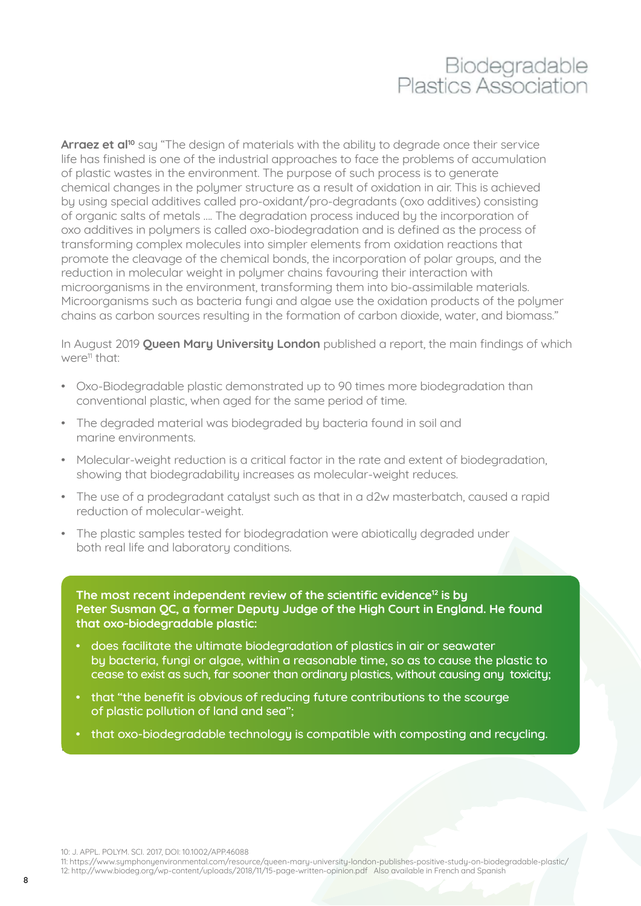**Arraez et al**[10] say "The design of materials with the ability to degrade once their service life has finished is one of the industrial approaches to face the problems of accumulation of plastic wastes in the environment. The purpose of such process is to generate chemical changes in the polymer structure as a result of oxidation in air. This is achieved by using special additives called pro-oxidant/pro-degradants (oxo additives) consisting of organic salts of metals .... The degradation process induced by the incorporation of oxo additives in polymers is called oxo-biodegradation and is defined as the process of transforming complex molecules into simpler elements from oxidation reactions that promote the cleavage of the chemical bonds, the incorporation of polar groups, and the reduction in molecular weight in polymer chains favouring their interaction with microorganisms in the environment, transforming them into bio-assimilable materials. Microorganisms such as bacteria fungi and algae use the oxidation products of the polymer chains as carbon sources resulting in the formation of carbon dioxide, water, and biomass."

In August 2019 **Queen Mary University London** published a report, the main findings of which were[11] that:

- Oxo-Biodegradable plastic demonstrated up to 90 times more biodegradation than conventional plastic, when aged for the same period of time.
- The degraded material was biodegraded by bacteria found in soil and marine environments.
- Molecular-weight reduction is a critical factor in the rate and extent of biodegradation, showing that biodegradability increases as molecular-weight reduces.
- The use of a prodegradant catalyst such as that in a d2w masterbatch, caused a rapid reduction of molecular-weight.
- The plastic samples tested for biodegradation were abiotically degraded under both real life and laboratory conditions.

**The most recent independent review of the scientific evidence[12] is by Peter Susman QC, a former Deputy Judge of the High Court in England. He found that oxo-biodegradable plastic:**

- does facilitate the ultimate biodegradation of plastics in air or seawater by bacteria, fungi or algae, within a reasonable time, so as to cause the plastic to cease to exist as such, far sooner than ordinary plastics, without causing any toxicity;
- that "the benefit is obvious of reducing future contributions to the scourge of plastic pollution of land and sea";
- that oxo-biodegradable technology is compatible with composting and recycling.

10: J. APPL. POLYM. SCI. 2017, DOI: 10.1002/APP.46088
11: https://www.symphonyenvironmental.com/resource/queen-mary-university-london-publishes-positive-study-on-biodegradable-plastic/
12: http://www.biodeg.org/wp-content/uploads/2018/11/15-page-written-opinion.pdf Also available in French and Spanish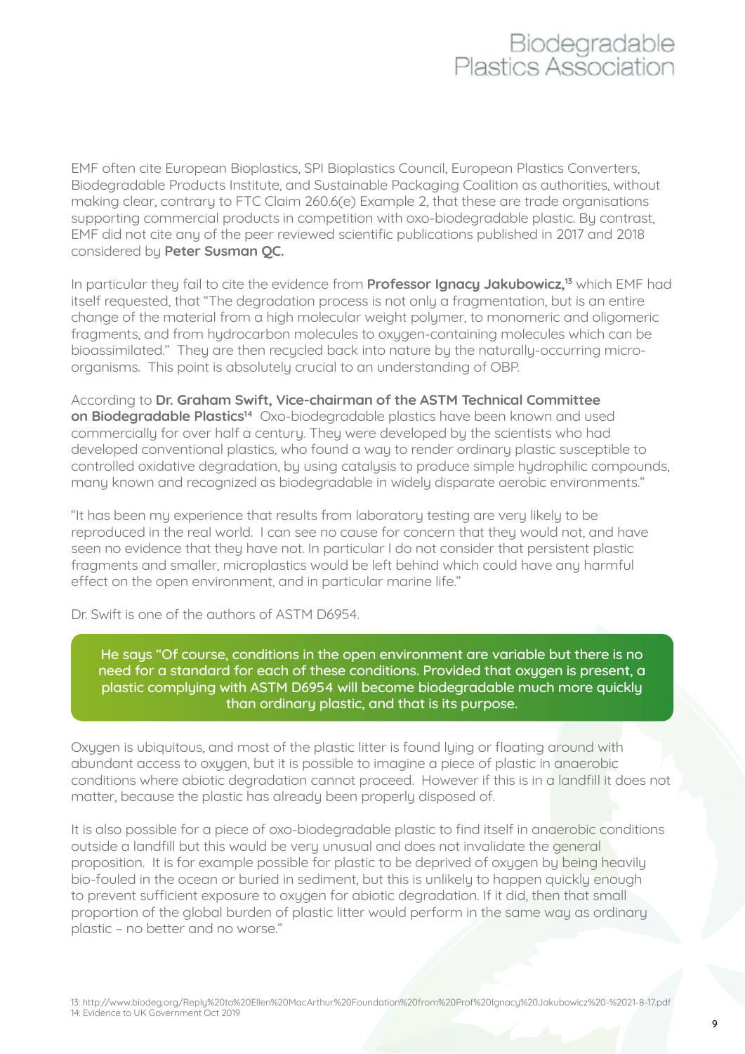EMF often cite European Bioplastics, SPI Bioplastics Council, European Plastics Converters, Biodegradable Products Institute, and Sustainable Packaging Coalition as authorities, without making clear, contrary to FTC Claim 260.6(e) Example 2, that these are trade organisations supporting commercial products in competition with oxo-biodegradable plastic. By contrast, EMF did not cite any of the peer reviewed scientific publications published in 2017 and 2018 considered by **Peter Susman QC.**

In particular they fail to cite the evidence from **Professor Ignacy Jakubowicz,**[13] which EMF had itself requested, that "The degradation process is not only a fragmentation, but is an entire change of the material from a high molecular weight polymer, to monomeric and oligomeric fragments, and from hydrocarbon molecules to oxygen-containing molecules which can be bioassimilated." They are then recycled back into nature by the naturally-occurring micro-organisms. This point is absolutely crucial to an understanding of OBP.

According to **Dr. Graham Swift, Vice-chairman of the ASTM Technical Committee on Biodegradable Plastics**[14] Oxo-biodegradable plastics have been known and used commercially for over half a century. They were developed by the scientists who had developed conventional plastics, who found a way to render ordinary plastic susceptible to controlled oxidative degradation, by using catalysis to produce simple hydrophilic compounds, many known and recognized as biodegradable in widely disparate aerobic environments."

"It has been my experience that results from laboratory testing are very likely to be reproduced in the real world. I can see no cause for concern that they would not, and have seen no evidence that they have not. In particular I do not consider that persistent plastic fragments and smaller, microplastics would be left behind which could have any harmful effect on the open environment, and in particular marine life."

Dr. Swift is one of the authors of ASTM D6954.

He says "Of course, conditions in the open environment are variable but there is no need for a standard for each of these conditions. Provided that oxygen is present, a plastic complying with ASTM D6954 will become biodegradable much more quickly than ordinary plastic, and that is its purpose.

Oxygen is ubiquitous, and most of the plastic litter is found lying or floating around with abundant access to oxygen, but it is possible to imagine a piece of plastic in anaerobic conditions where abiotic degradation cannot proceed. However if this is in a landfill it does not matter, because the plastic has already been properly disposed of.

It is also possible for a piece of oxo-biodegradable plastic to find itself in anaerobic conditions outside a landfill but this would be very unusual and does not invalidate the general proposition. It is for example possible for plastic to be deprived of oxygen by being heavily bio-fouled in the ocean or buried in sediment, but this is unlikely to happen quickly enough to prevent sufficient exposure to oxygen for abiotic degradation. If it did, then that small proportion of the global burden of plastic litter would perform in the same way as ordinary plastic – no better and no worse."

13: http://www.biodeg.org/Reply%20to%20Ellen%20MacArthur%20Foundation%20from%20Prof%20Ignacy%20Jakubowicz%20-%2021-8-17.pdf
14: Evidence to UK Government Oct 2019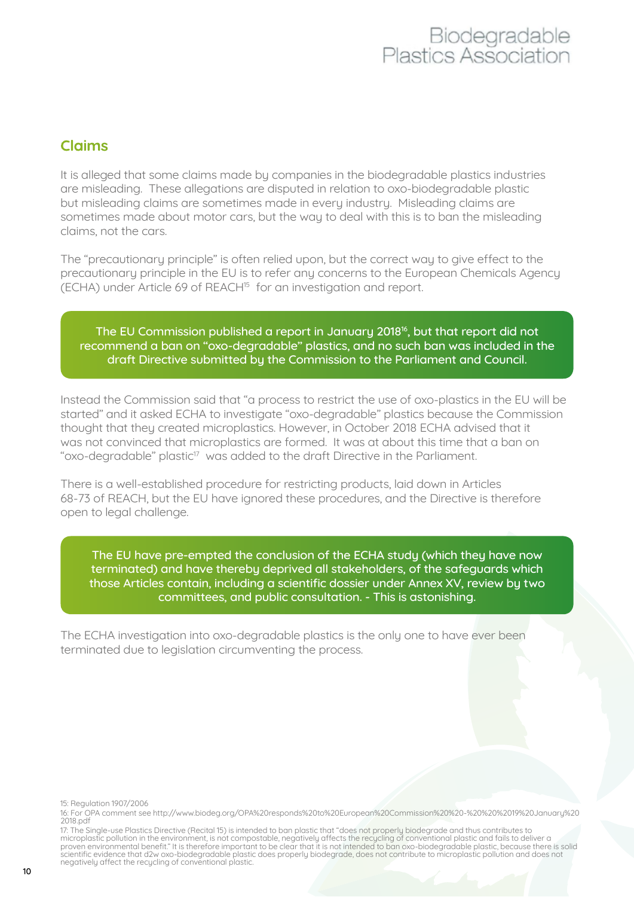## Claims

It is alleged that some claims made by companies in the biodegradable plastics industries are misleading. These allegations are disputed in relation to oxo-biodegradable plastic but misleading claims are sometimes made in every industry. Misleading claims are sometimes made about motor cars, but the way to deal with this is to ban the misleading claims, not the cars.

The "precautionary principle" is often relied upon, but the correct way to give effect to the precautionary principle in the EU is to refer any concerns to the European Chemicals Agency (ECHA) under Article 69 of REACH[15] for an investigation and report.

> The EU Commission published a report in January 2018[16], but that report did not recommend a ban on "oxo-degradable" plastics, and no such ban was included in the draft Directive submitted by the Commission to the Parliament and Council.

Instead the Commission said that "a process to restrict the use of oxo-plastics in the EU will be started" and it asked ECHA to investigate "oxo-degradable" plastics because the Commission thought that they created microplastics. However, in October 2018 ECHA advised that it was not convinced that microplastics are formed. It was at about this time that a ban on "oxo-degradable" plastic[17] was added to the draft Directive in the Parliament.

There is a well-established procedure for restricting products, laid down in Articles 68-73 of REACH, but the EU have ignored these procedures, and the Directive is therefore open to legal challenge.

> The EU have pre-empted the conclusion of the ECHA study (which they have now terminated) and have thereby deprived all stakeholders, of the safeguards which those Articles contain, including a scientific dossier under Annex XV, review by two committees, and public consultation. - This is astonishing.

The ECHA investigation into oxo-degradable plastics is the only one to have ever been terminated due to legislation circumventing the process.

---

15: Regulation 1907/2006

16: For OPA comment see http://www.biodeg.org/OPA%20responds%20to%20European%20Commission%20%20-%20%20%2019%20January%202018.pdf

17: The Single-use Plastics Directive (Recital 15) is intended to ban plastic that "does not properly biodegrade and thus contributes to microplastic pollution in the environment, is not compostable, negatively affects the recycling of conventional plastic and fails to deliver a proven environmental benefit." It is therefore important to be clear that it is not intended to ban oxo-biodegradable plastic, because there is solid scientific evidence that d2w oxo-biodegradable plastic does properly biodegrade, does not contribute to microplastic pollution and does not negatively affect the recycling of conventional plastic.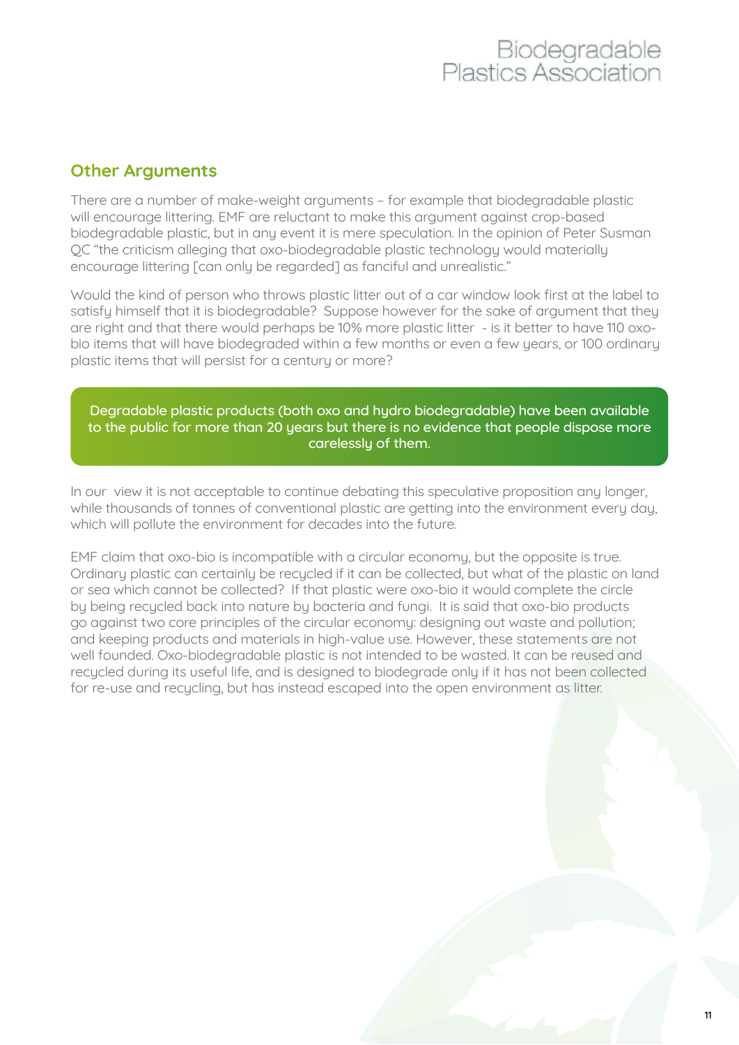## Other Arguments

There are a number of make-weight arguments – for example that biodegradable plastic will encourage littering. EMF are reluctant to make this argument against crop-based biodegradable plastic, but in any event it is mere speculation. In the opinion of Peter Susman QC "the criticism alleging that oxo-biodegradable plastic technology would materially encourage littering [can only be regarded] as fanciful and unrealistic."

Would the kind of person who throws plastic litter out of a car window look first at the label to satisfy himself that it is biodegradable? Suppose however for the sake of argument that they are right and that there would perhaps be 10% more plastic litter - is it better to have 110 oxo-bio items that will have biodegraded within a few months or even a few years, or 100 ordinary plastic items that will persist for a century or more?

> Degradable plastic products (both oxo and hydro biodegradable) have been available to the public for more than 20 years but there is no evidence that people dispose more carelessly of them.

In our view it is not acceptable to continue debating this speculative proposition any longer, while thousands of tonnes of conventional plastic are getting into the environment every day, which will pollute the environment for decades into the future.

EMF claim that oxo-bio is incompatible with a circular economy, but the opposite is true. Ordinary plastic can certainly be recycled if it can be collected, but what of the plastic on land or sea which cannot be collected? If that plastic were oxo-bio it would complete the circle by being recycled back into nature by bacteria and fungi. It is said that oxo-bio products go against two core principles of the circular economy: designing out waste and pollution; and keeping products and materials in high-value use. However, these statements are not well founded. Oxo-biodegradable plastic is not intended to be wasted. It can be reused and recycled during its useful life, and is designed to biodegrade only if it has not been collected for re-use and recycling, but has instead escaped into the open environment as litter.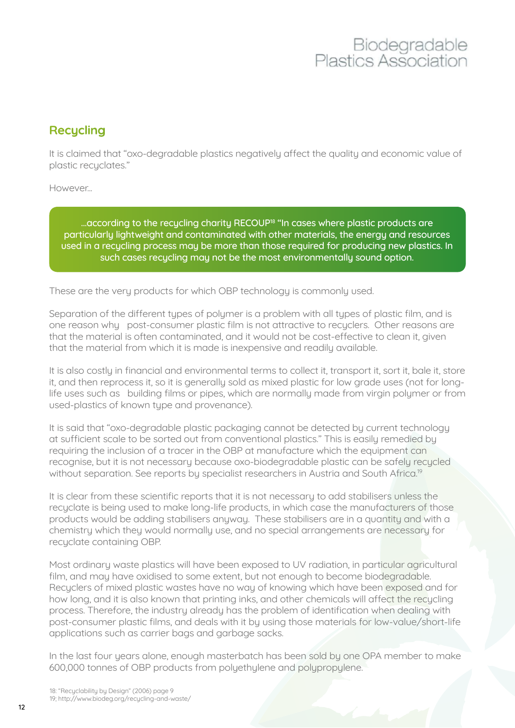## Recycling

It is claimed that "oxo-degradable plastics negatively affect the quality and economic value of plastic recyclates."

However...

> ...according to the recycling charity RECOUP[18] "In cases where plastic products are particularly lightweight and contaminated with other materials, the energy and resources used in a recycling process may be more than those required for producing new plastics. In such cases recycling may not be the most environmentally sound option.

These are the very products for which OBP technology is commonly used.

Separation of the different types of polymer is a problem with all types of plastic film, and is one reason why post-consumer plastic film is not attractive to recyclers. Other reasons are that the material is often contaminated, and it would not be cost-effective to clean it, given that the material from which it is made is inexpensive and readily available.

It is also costly in financial and environmental terms to collect it, transport it, sort it, bale it, store it, and then reprocess it, so it is generally sold as mixed plastic for low grade uses (not for long-life uses such as building films or pipes, which are normally made from virgin polymer or from used-plastics of known type and provenance).

It is said that "oxo-degradable plastic packaging cannot be detected by current technology at sufficient scale to be sorted out from conventional plastics." This is easily remedied by requiring the inclusion of a tracer in the OBP at manufacture which the equipment can recognise, but it is not necessary because oxo-biodegradable plastic can be safely recycled without separation. See reports by specialist researchers in Austria and South Africa.[19]

It is clear from these scientific reports that it is not necessary to add stabilisers unless the recyclate is being used to make long-life products, in which case the manufacturers of those products would be adding stabilisers anyway. These stabilisers are in a quantity and with a chemistry which they would normally use, and no special arrangements are necessary for recyclate containing OBP.

Most ordinary waste plastics will have been exposed to UV radiation, in particular agricultural film, and may have oxidised to some extent, but not enough to become biodegradable. Recyclers of mixed plastic wastes have no way of knowing which have been exposed and for how long, and it is also known that printing inks, and other chemicals will affect the recycling process. Therefore, the industry already has the problem of identification when dealing with post-consumer plastic films, and deals with it by using those materials for low-value/short-life applications such as carrier bags and garbage sacks.

In the last four years alone, enough masterbatch has been sold by one OPA member to make 600,000 tonnes of OBP products from polyethylene and polypropylene.

18: "Recyclability by Design" (2006) page 9
19; http://www.biodeg.org/recycling-and-waste/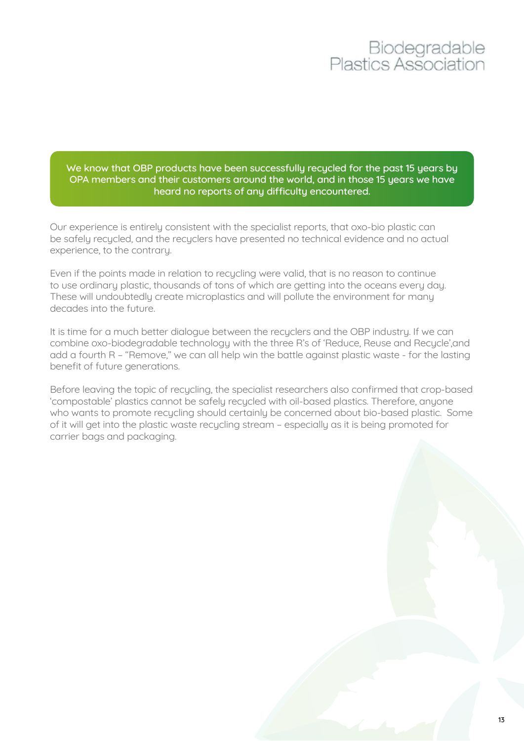**We know that OBP products have been successfully recycled for the past 15 years by OPA members and their customers around the world, and in those 15 years we have heard no reports of any difficulty encountered.**

Our experience is entirely consistent with the specialist reports, that oxo-bio plastic can be safely recycled, and the recyclers have presented no technical evidence and no actual experience, to the contrary.

Even if the points made in relation to recycling were valid, that is no reason to continue to use ordinary plastic, thousands of tons of which are getting into the oceans every day. These will undoubtedly create microplastics and will pollute the environment for many decades into the future.

It is time for a much better dialogue between the recyclers and the OBP industry. If we can combine oxo-biodegradable technology with the three R's of 'Reduce, Reuse and Recycle',and add a fourth R – "Remove," we can all help win the battle against plastic waste - for the lasting benefit of future generations.

Before leaving the topic of recycling, the specialist researchers also confirmed that crop-based 'compostable' plastics cannot be safely recycled with oil-based plastics. Therefore, anyone who wants to promote recycling should certainly be concerned about bio-based plastic. Some of it will get into the plastic waste recycling stream – especially as it is being promoted for carrier bags and packaging.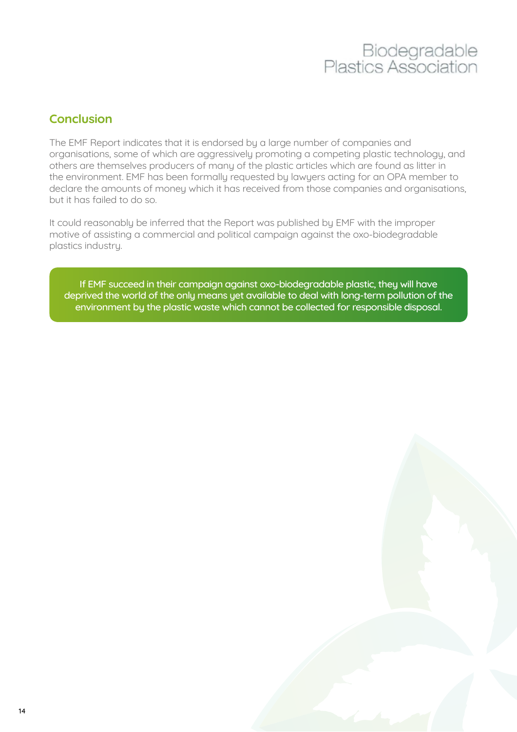## Conclusion

The EMF Report indicates that it is endorsed by a large number of companies and organisations, some of which are aggressively promoting a competing plastic technology, and others are themselves producers of many of the plastic articles which are found as litter in the environment. EMF has been formally requested by lawyers acting for an OPA member to declare the amounts of money which it has received from those companies and organisations, but it has failed to do so.

It could reasonably be inferred that the Report was published by EMF with the improper motive of assisting a commercial and political campaign against the oxo-biodegradable plastics industry.

If EMF succeed in their campaign against oxo-biodegradable plastic, they will have deprived the world of the only means yet available to deal with long-term pollution of the environment by the plastic waste which cannot be collected for responsible disposal.